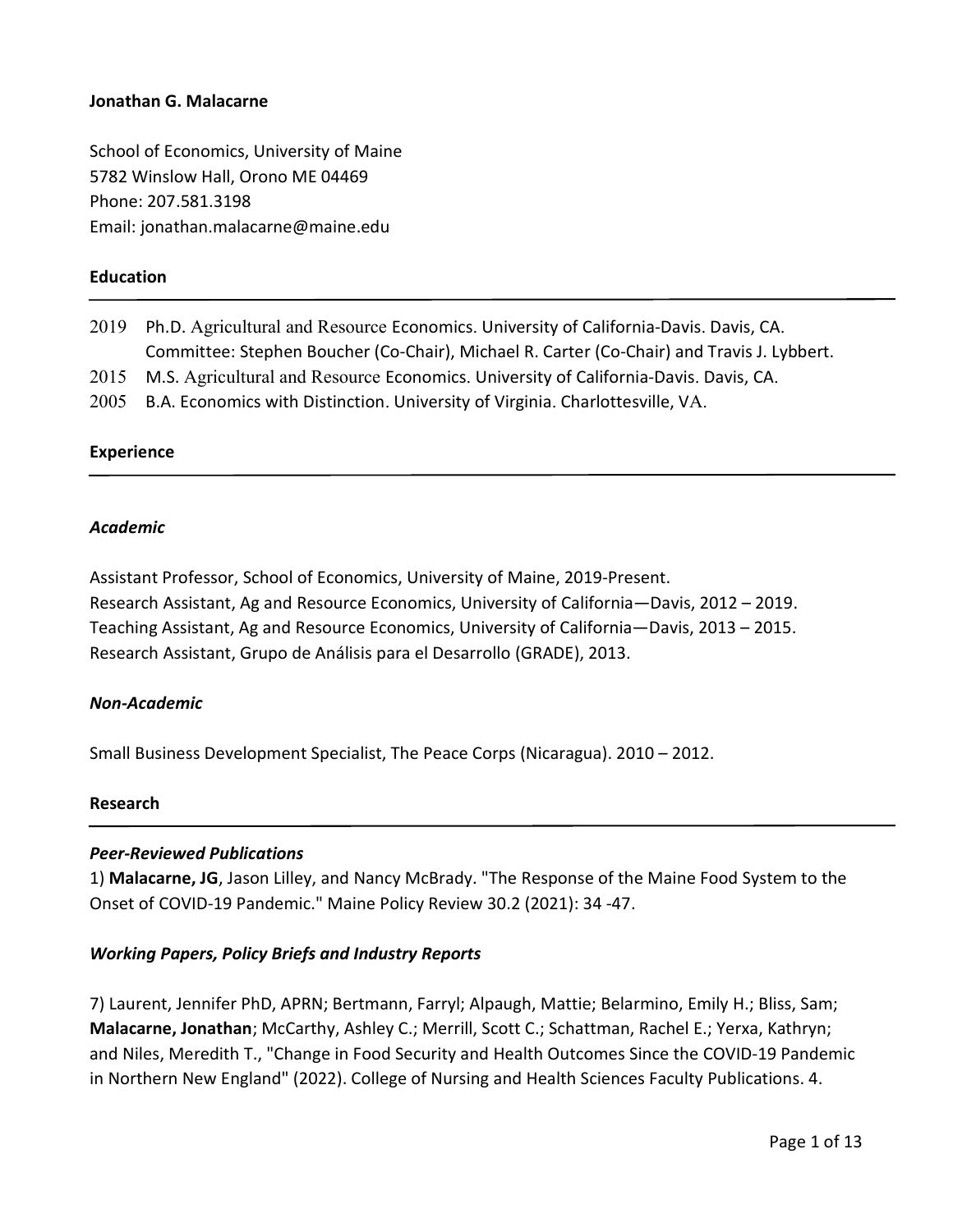**Jonathan G. Malacarne**

School of Economics, University of Maine
5782 Winslow Hall, Orono ME 04469
Phone: 207.581.3198
Email: jonathan.malacarne@maine.edu

## Education

2019 Ph.D. Agricultural and Resource Economics. University of California-Davis. Davis, CA. Committee: Stephen Boucher (Co-Chair), Michael R. Carter (Co-Chair) and Travis J. Lybbert.
2015 M.S. Agricultural and Resource Economics. University of California-Davis. Davis, CA.
2005 B.A. Economics with Distinction. University of Virginia. Charlottesville, VA.

## Experience

### *Academic*

Assistant Professor, School of Economics, University of Maine, 2019-Present.
Research Assistant, Ag and Resource Economics, University of California—Davis, 2012 – 2019.
Teaching Assistant, Ag and Resource Economics, University of California—Davis, 2013 – 2015.
Research Assistant, Grupo de Análisis para el Desarrollo (GRADE), 2013.

### *Non-Academic*

Small Business Development Specialist, The Peace Corps (Nicaragua). 2010 – 2012.

## Research

### *Peer-Reviewed Publications*

1) **Malacarne, JG**, Jason Lilley, and Nancy McBrady. "The Response of the Maine Food System to the Onset of COVID-19 Pandemic." Maine Policy Review 30.2 (2021): 34 -47.

### *Working Papers, Policy Briefs and Industry Reports*

7) Laurent, Jennifer PhD, APRN; Bertmann, Farryl; Alpaugh, Mattie; Belarmino, Emily H.; Bliss, Sam; **Malacarne, Jonathan**; McCarthy, Ashley C.; Merrill, Scott C.; Schattman, Rachel E.; Yerxa, Kathryn; and Niles, Meredith T., "Change in Food Security and Health Outcomes Since the COVID-19 Pandemic in Northern New England" (2022). College of Nursing and Health Sciences Faculty Publications. 4.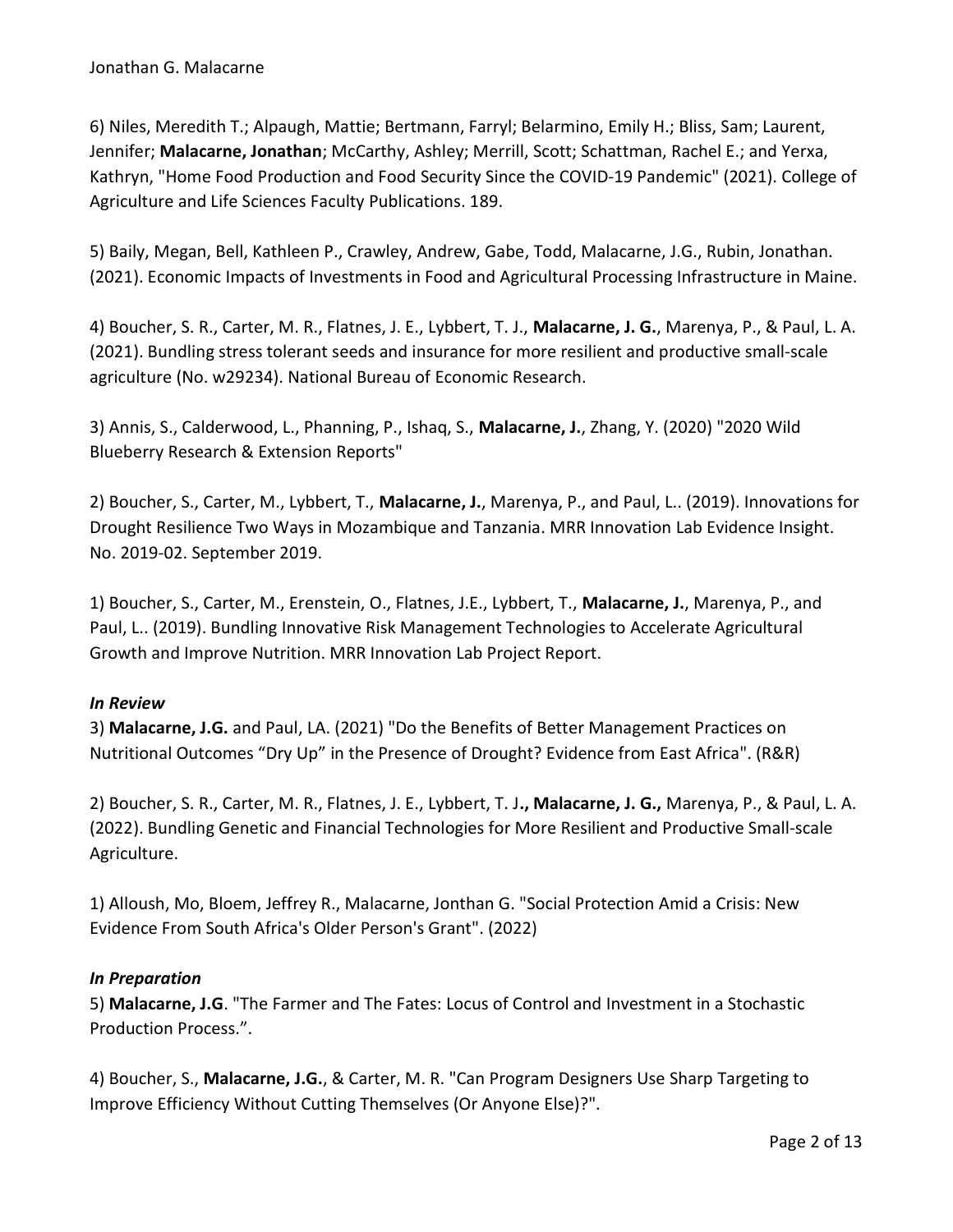6) Niles, Meredith T.; Alpaugh, Mattie; Bertmann, Farryl; Belarmino, Emily H.; Bliss, Sam; Laurent, Jennifer; **Malacarne, Jonathan**; McCarthy, Ashley; Merrill, Scott; Schattman, Rachel E.; and Yerxa, Kathryn, "Home Food Production and Food Security Since the COVID-19 Pandemic" (2021). College of Agriculture and Life Sciences Faculty Publications. 189.

5) Baily, Megan, Bell, Kathleen P., Crawley, Andrew, Gabe, Todd, Malacarne, J.G., Rubin, Jonathan. (2021). Economic Impacts of Investments in Food and Agricultural Processing Infrastructure in Maine.

4) Boucher, S. R., Carter, M. R., Flatnes, J. E., Lybbert, T. J., **Malacarne, J. G.**, Marenya, P., & Paul, L. A. (2021). Bundling stress tolerant seeds and insurance for more resilient and productive small-scale agriculture (No. w29234). National Bureau of Economic Research.

3) Annis, S., Calderwood, L., Phanning, P., Ishaq, S., **Malacarne, J.**, Zhang, Y. (2020) "2020 Wild Blueberry Research & Extension Reports"

2) Boucher, S., Carter, M., Lybbert, T., **Malacarne, J.**, Marenya, P., and Paul, L.. (2019). Innovations for Drought Resilience Two Ways in Mozambique and Tanzania. MRR Innovation Lab Evidence Insight. No. 2019-02. September 2019.

1) Boucher, S., Carter, M., Erenstein, O., Flatnes, J.E., Lybbert, T., **Malacarne, J.**, Marenya, P., and Paul, L.. (2019). Bundling Innovative Risk Management Technologies to Accelerate Agricultural Growth and Improve Nutrition. MRR Innovation Lab Project Report.

***In Review***

3) **Malacarne, J.G.** and Paul, LA. (2021) "Do the Benefits of Better Management Practices on Nutritional Outcomes “Dry Up” in the Presence of Drought? Evidence from East Africa". (R&R)

2) Boucher, S. R., Carter, M. R., Flatnes, J. E., Lybbert, T. J**., Malacarne, J. G.,** Marenya, P., & Paul, L. A. (2022). Bundling Genetic and Financial Technologies for More Resilient and Productive Small-scale Agriculture.

1) Alloush, Mo, Bloem, Jeffrey R., Malacarne, Jonthan G. "Social Protection Amid a Crisis: New Evidence From South Africa's Older Person's Grant". (2022)

***In Preparation***

5) **Malacarne, J.G**. "The Farmer and The Fates: Locus of Control and Investment in a Stochastic Production Process.”.

4) Boucher, S., **Malacarne, J.G.**, & Carter, M. R. "Can Program Designers Use Sharp Targeting to Improve Efficiency Without Cutting Themselves (Or Anyone Else)?".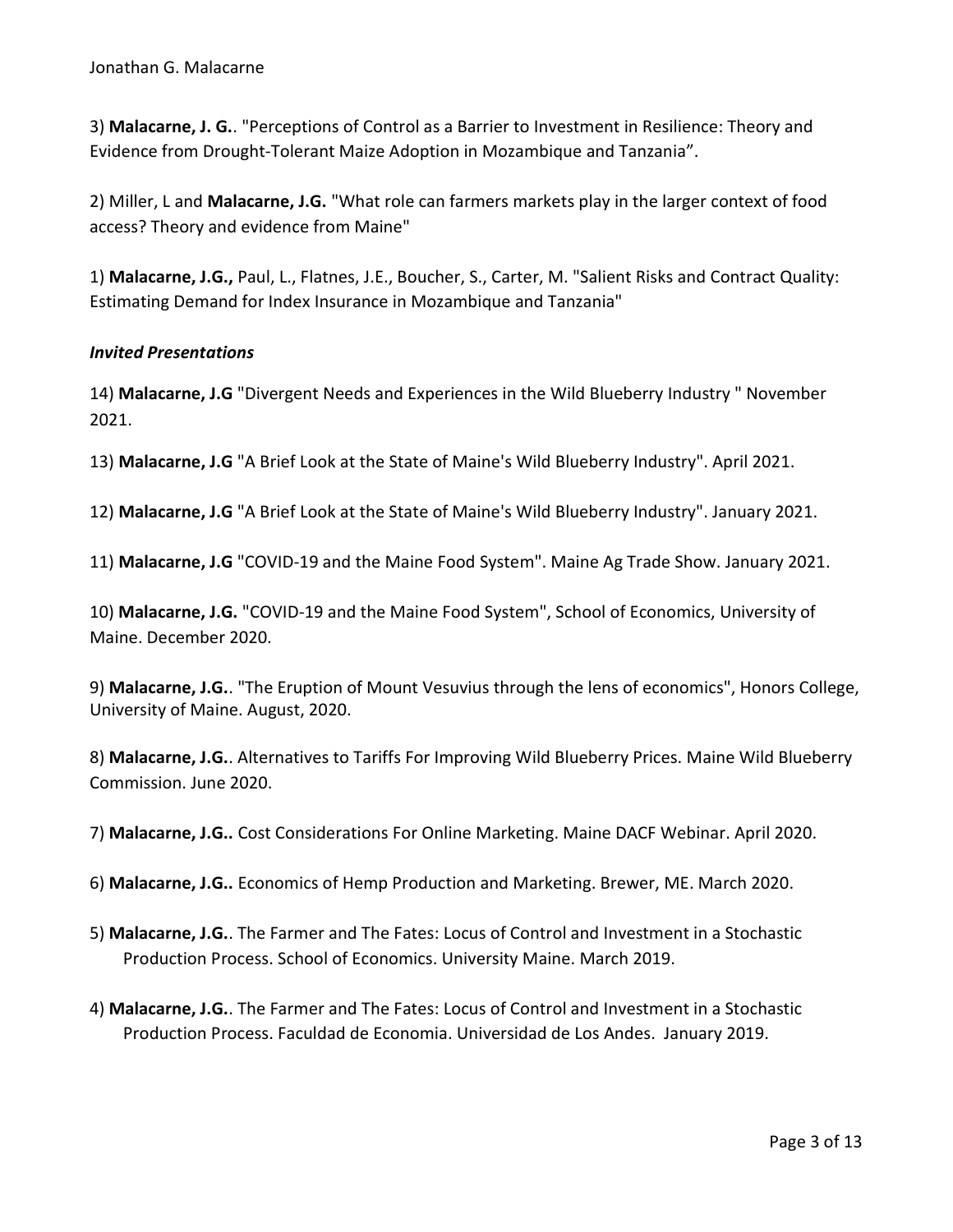3) **Malacarne, J. G.**. "Perceptions of Control as a Barrier to Investment in Resilience: Theory and Evidence from Drought-Tolerant Maize Adoption in Mozambique and Tanzania".

2) Miller, L and **Malacarne, J.G.** "What role can farmers markets play in the larger context of food access? Theory and evidence from Maine"

1) **Malacarne, J.G.,** Paul, L., Flatnes, J.E., Boucher, S., Carter, M. "Salient Risks and Contract Quality: Estimating Demand for Index Insurance in Mozambique and Tanzania"

### *Invited Presentations*

14) **Malacarne, J.G** "Divergent Needs and Experiences in the Wild Blueberry Industry " November 2021.

13) **Malacarne, J.G** "A Brief Look at the State of Maine's Wild Blueberry Industry". April 2021.

12) **Malacarne, J.G** "A Brief Look at the State of Maine's Wild Blueberry Industry". January 2021.

11) **Malacarne, J.G** "COVID-19 and the Maine Food System". Maine Ag Trade Show. January 2021.

10) **Malacarne, J.G.** "COVID-19 and the Maine Food System", School of Economics, University of Maine. December 2020.

9) **Malacarne, J.G.**. "The Eruption of Mount Vesuvius through the lens of economics", Honors College, University of Maine. August, 2020.

8) **Malacarne, J.G.**. Alternatives to Tariffs For Improving Wild Blueberry Prices. Maine Wild Blueberry Commission. June 2020.

7) **Malacarne, J.G..** Cost Considerations For Online Marketing. Maine DACF Webinar. April 2020.

6) **Malacarne, J.G..** Economics of Hemp Production and Marketing. Brewer, ME. March 2020.

5) **Malacarne, J.G.**. The Farmer and The Fates: Locus of Control and Investment in a Stochastic Production Process. School of Economics. University Maine. March 2019.

4) **Malacarne, J.G.**. The Farmer and The Fates: Locus of Control and Investment in a Stochastic Production Process. Faculdad de Economia. Universidad de Los Andes. January 2019.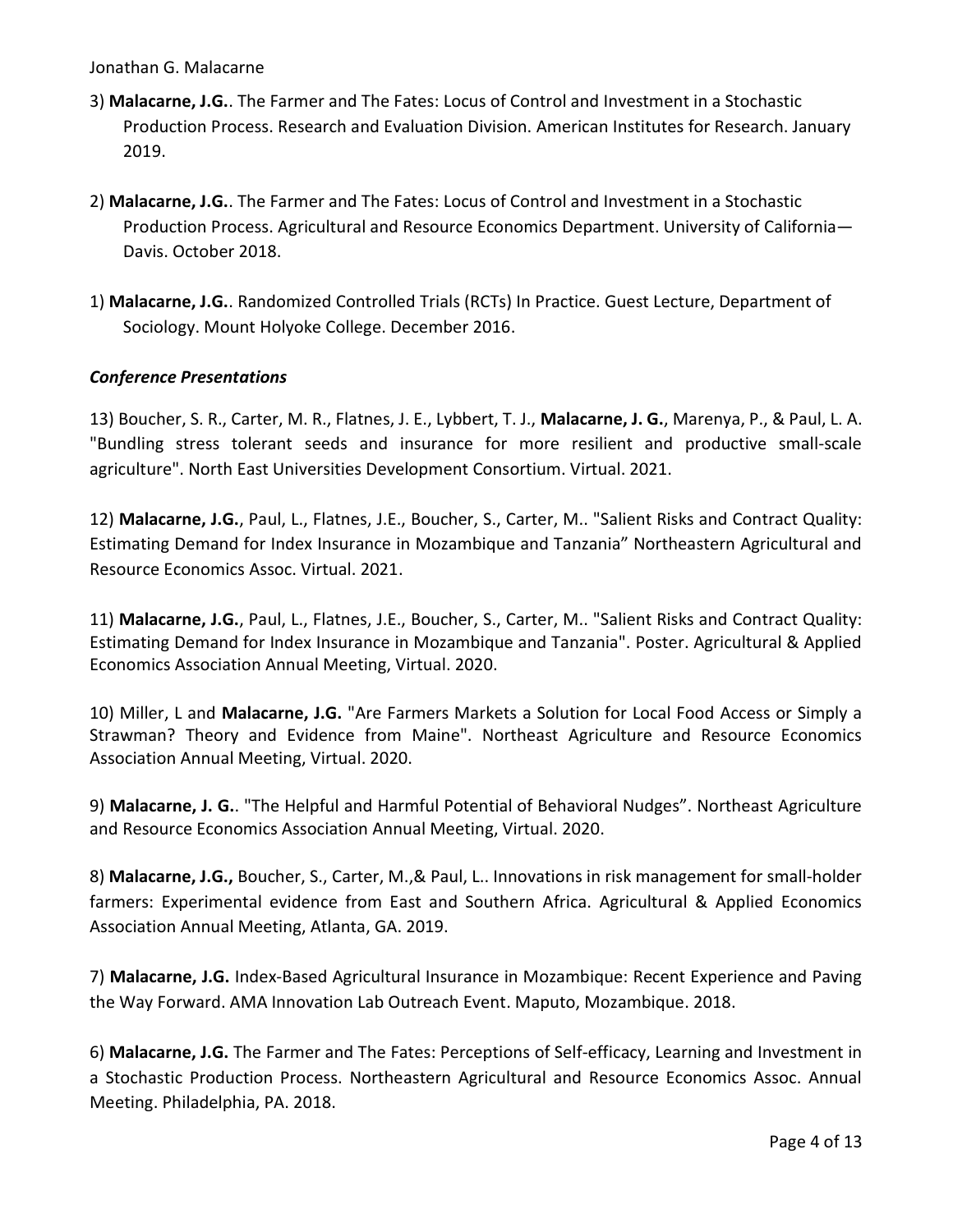3) **Malacarne, J.G.**. The Farmer and The Fates: Locus of Control and Investment in a Stochastic Production Process. Research and Evaluation Division. American Institutes for Research. January 2019.

2) **Malacarne, J.G.**. The Farmer and The Fates: Locus of Control and Investment in a Stochastic Production Process. Agricultural and Resource Economics Department. University of California—Davis. October 2018.

1) **Malacarne, J.G.**. Randomized Controlled Trials (RCTs) In Practice. Guest Lecture, Department of Sociology. Mount Holyoke College. December 2016.

### *Conference Presentations*

13) Boucher, S. R., Carter, M. R., Flatnes, J. E., Lybbert, T. J., **Malacarne, J. G.**, Marenya, P., & Paul, L. A. "Bundling stress tolerant seeds and insurance for more resilient and productive small-scale agriculture". North East Universities Development Consortium. Virtual. 2021.

12) **Malacarne, J.G.**, Paul, L., Flatnes, J.E., Boucher, S., Carter, M.. "Salient Risks and Contract Quality: Estimating Demand for Index Insurance in Mozambique and Tanzania" Northeastern Agricultural and Resource Economics Assoc. Virtual. 2021.

11) **Malacarne, J.G.**, Paul, L., Flatnes, J.E., Boucher, S., Carter, M.. "Salient Risks and Contract Quality: Estimating Demand for Index Insurance in Mozambique and Tanzania". Poster. Agricultural & Applied Economics Association Annual Meeting, Virtual. 2020.

10) Miller, L and **Malacarne, J.G.** "Are Farmers Markets a Solution for Local Food Access or Simply a Strawman? Theory and Evidence from Maine". Northeast Agriculture and Resource Economics Association Annual Meeting, Virtual. 2020.

9) **Malacarne, J. G.**. "The Helpful and Harmful Potential of Behavioral Nudges". Northeast Agriculture and Resource Economics Association Annual Meeting, Virtual. 2020.

8) **Malacarne, J.G.,** Boucher, S., Carter, M.,& Paul, L.. Innovations in risk management for small-holder farmers: Experimental evidence from East and Southern Africa. Agricultural & Applied Economics Association Annual Meeting, Atlanta, GA. 2019.

7) **Malacarne, J.G.** Index-Based Agricultural Insurance in Mozambique: Recent Experience and Paving the Way Forward. AMA Innovation Lab Outreach Event. Maputo, Mozambique. 2018.

6) **Malacarne, J.G.** The Farmer and The Fates: Perceptions of Self-efficacy, Learning and Investment in a Stochastic Production Process. Northeastern Agricultural and Resource Economics Assoc. Annual Meeting. Philadelphia, PA. 2018.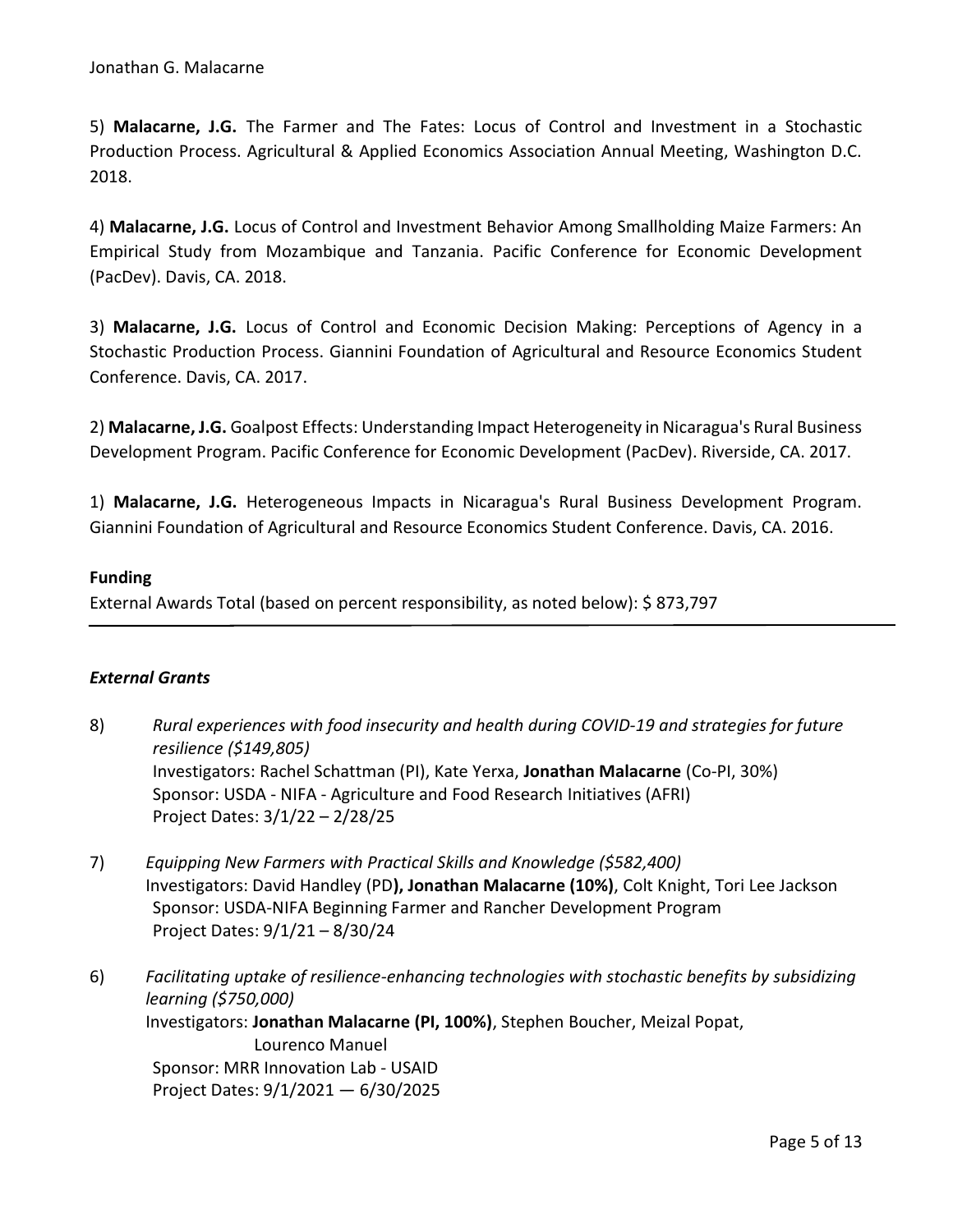5) **Malacarne, J.G.** The Farmer and The Fates: Locus of Control and Investment in a Stochastic Production Process. Agricultural & Applied Economics Association Annual Meeting, Washington D.C. 2018.

4) **Malacarne, J.G.** Locus of Control and Investment Behavior Among Smallholding Maize Farmers: An Empirical Study from Mozambique and Tanzania. Pacific Conference for Economic Development (PacDev). Davis, CA. 2018.

3) **Malacarne, J.G.** Locus of Control and Economic Decision Making: Perceptions of Agency in a Stochastic Production Process. Giannini Foundation of Agricultural and Resource Economics Student Conference. Davis, CA. 2017.

2) **Malacarne, J.G.** Goalpost Effects: Understanding Impact Heterogeneity in Nicaragua's Rural Business Development Program. Pacific Conference for Economic Development (PacDev). Riverside, CA. 2017.

1) **Malacarne, J.G.** Heterogeneous Impacts in Nicaragua's Rural Business Development Program. Giannini Foundation of Agricultural and Resource Economics Student Conference. Davis, CA. 2016.

**Funding**

External Awards Total (based on percent responsibility, as noted below): $ 873,797

---

***External Grants***

8) *Rural experiences with food insecurity and health during COVID-19 and strategies for future resilience ($149,805)*
   Investigators: Rachel Schattman (PI), Kate Yerxa, **Jonathan Malacarne** (Co-PI, 30%)
   Sponsor: USDA - NIFA - Agriculture and Food Research Initiatives (AFRI)
   Project Dates: 3/1/22 – 2/28/25

7) *Equipping New Farmers with Practical Skills and Knowledge ($582,400)*
   Investigators: David Handley (PD**), Jonathan Malacarne (10%)**, Colt Knight, Tori Lee Jackson
   Sponsor: USDA-NIFA Beginning Farmer and Rancher Development Program
   Project Dates: 9/1/21 – 8/30/24

6) *Facilitating uptake of resilience-enhancing technologies with stochastic benefits by subsidizing learning ($750,000)*
   Investigators: **Jonathan Malacarne (PI, 100%)**, Stephen Boucher, Meizal Popat, Lourenco Manuel
   Sponsor: MRR Innovation Lab - USAID
   Project Dates: 9/1/2021 — 6/30/2025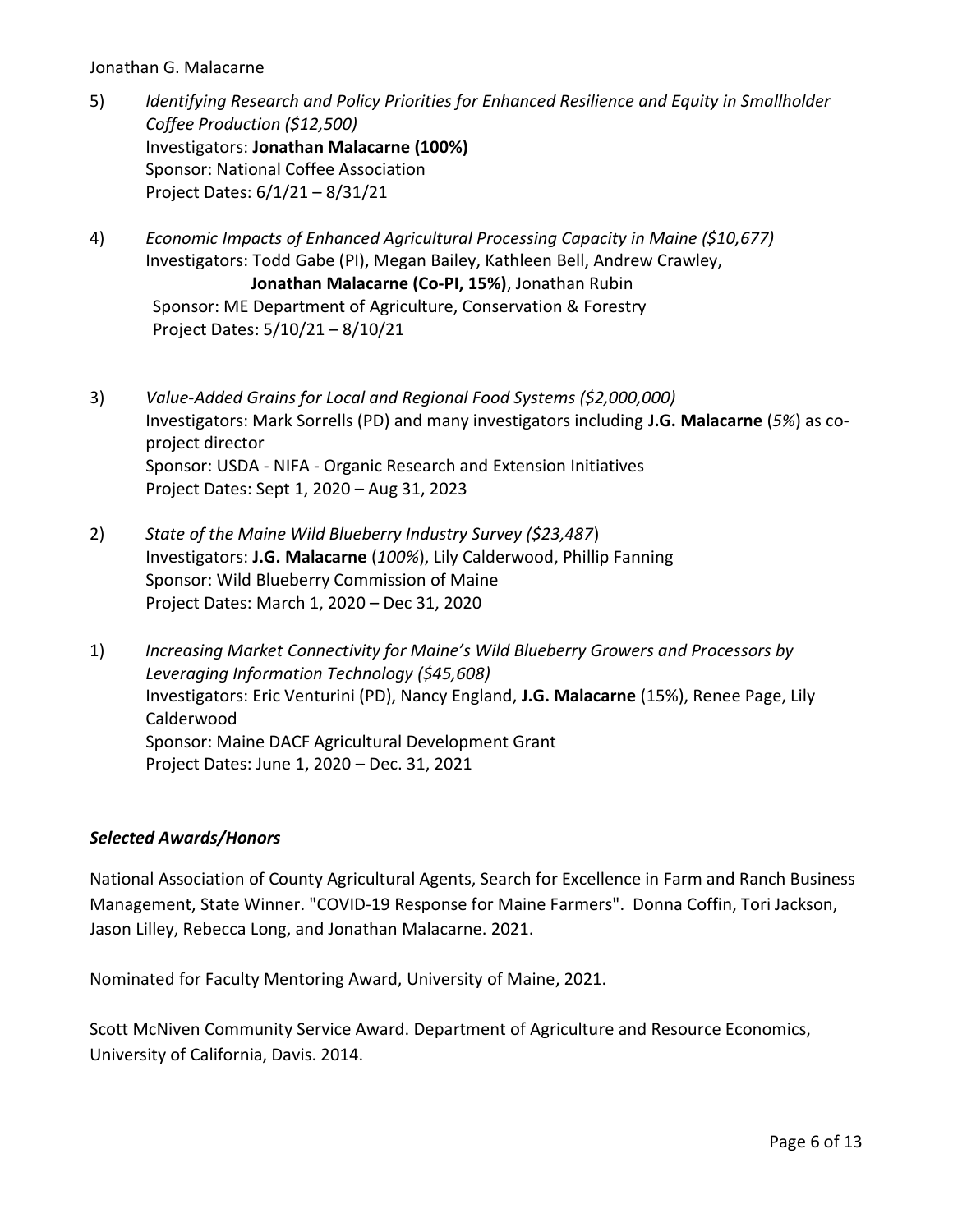5) *Identifying Research and Policy Priorities for Enhanced Resilience and Equity in Smallholder Coffee Production ($12,500)*
   Investigators: **Jonathan Malacarne (100%)**
   Sponsor: National Coffee Association
   Project Dates: 6/1/21 – 8/31/21

4) *Economic Impacts of Enhanced Agricultural Processing Capacity in Maine ($10,677)*
   Investigators: Todd Gabe (PI), Megan Bailey, Kathleen Bell, Andrew Crawley, **Jonathan Malacarne (Co-PI, 15%)**, Jonathan Rubin
   Sponsor: ME Department of Agriculture, Conservation & Forestry
   Project Dates: 5/10/21 – 8/10/21

3) *Value-Added Grains for Local and Regional Food Systems ($2,000,000)*
   Investigators: Mark Sorrells (PD) and many investigators including **J.G. Malacarne** (*5%*) as co-project director
   Sponsor: USDA - NIFA - Organic Research and Extension Initiatives
   Project Dates: Sept 1, 2020 – Aug 31, 2023

2) *State of the Maine Wild Blueberry Industry Survey ($23,487*)
   Investigators: **J.G. Malacarne** (*100%*), Lily Calderwood, Phillip Fanning
   Sponsor: Wild Blueberry Commission of Maine
   Project Dates: March 1, 2020 – Dec 31, 2020

1) *Increasing Market Connectivity for Maine's Wild Blueberry Growers and Processors by Leveraging Information Technology ($45,608)*
   Investigators: Eric Venturini (PD), Nancy England, **J.G. Malacarne** (15%), Renee Page, Lily Calderwood
   Sponsor: Maine DACF Agricultural Development Grant
   Project Dates: June 1, 2020 – Dec. 31, 2021

### *Selected Awards/Honors*

National Association of County Agricultural Agents, Search for Excellence in Farm and Ranch Business Management, State Winner. "COVID-19 Response for Maine Farmers". Donna Coffin, Tori Jackson, Jason Lilley, Rebecca Long, and Jonathan Malacarne. 2021.

Nominated for Faculty Mentoring Award, University of Maine, 2021.

Scott McNiven Community Service Award. Department of Agriculture and Resource Economics, University of California, Davis. 2014.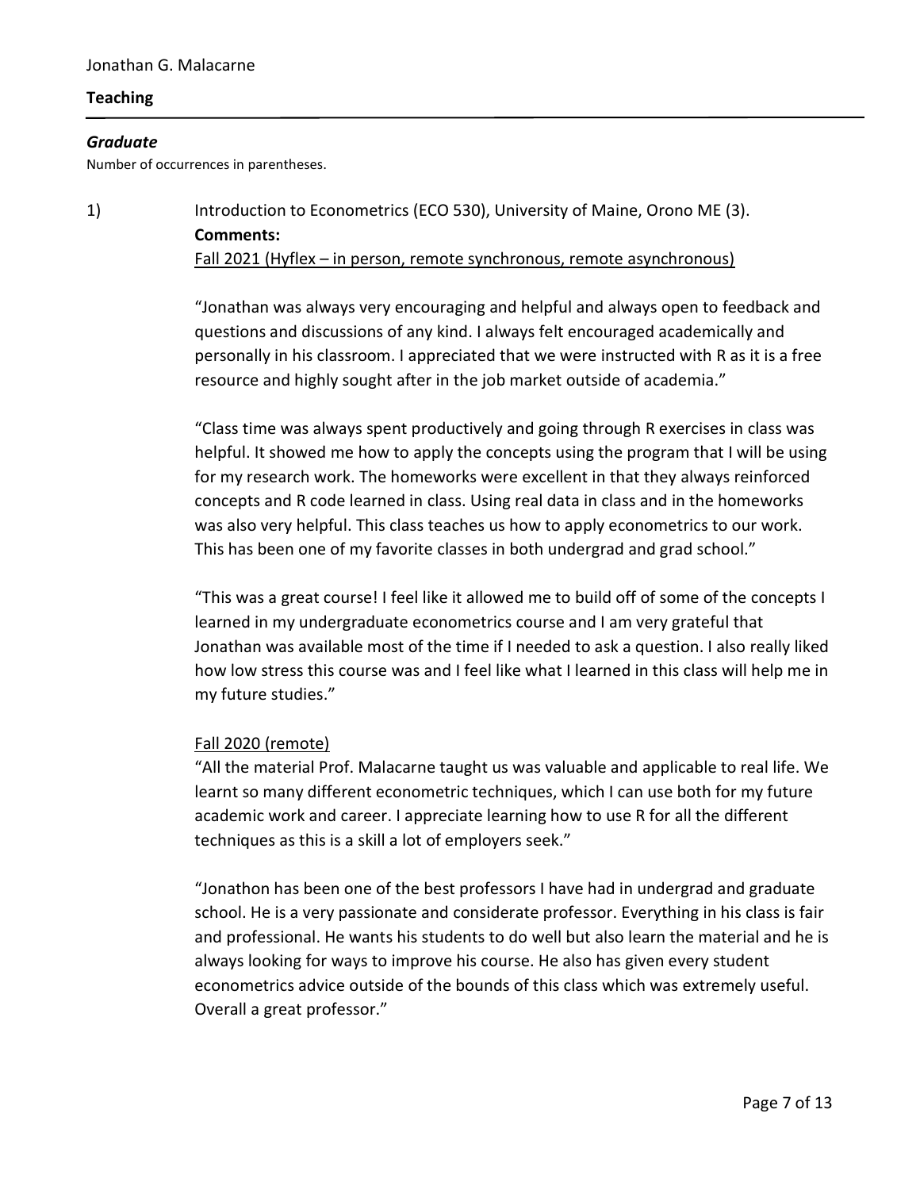## Teaching

### *Graduate*

Number of occurrences in parentheses.

1) Introduction to Econometrics (ECO 530), University of Maine, Orono ME (3).

**Comments:**

<u>Fall 2021 (Hyflex – in person, remote synchronous, remote asynchronous)</u>

"Jonathan was always very encouraging and helpful and always open to feedback and questions and discussions of any kind. I always felt encouraged academically and personally in his classroom. I appreciated that we were instructed with R as it is a free resource and highly sought after in the job market outside of academia."

"Class time was always spent productively and going through R exercises in class was helpful. It showed me how to apply the concepts using the program that I will be using for my research work. The homeworks were excellent in that they always reinforced concepts and R code learned in class. Using real data in class and in the homeworks was also very helpful. This class teaches us how to apply econometrics to our work. This has been one of my favorite classes in both undergrad and grad school."

"This was a great course! I feel like it allowed me to build off of some of the concepts I learned in my undergraduate econometrics course and I am very grateful that Jonathan was available most of the time if I needed to ask a question. I also really liked how low stress this course was and I feel like what I learned in this class will help me in my future studies."

<u>Fall 2020 (remote)</u>

"All the material Prof. Malacarne taught us was valuable and applicable to real life. We learnt so many different econometric techniques, which I can use both for my future academic work and career. I appreciate learning how to use R for all the different techniques as this is a skill a lot of employers seek."

"Jonathon has been one of the best professors I have had in undergrad and graduate school. He is a very passionate and considerate professor. Everything in his class is fair and professional. He wants his students to do well but also learn the material and he is always looking for ways to improve his course. He also has given every student econometrics advice outside of the bounds of this class which was extremely useful. Overall a great professor."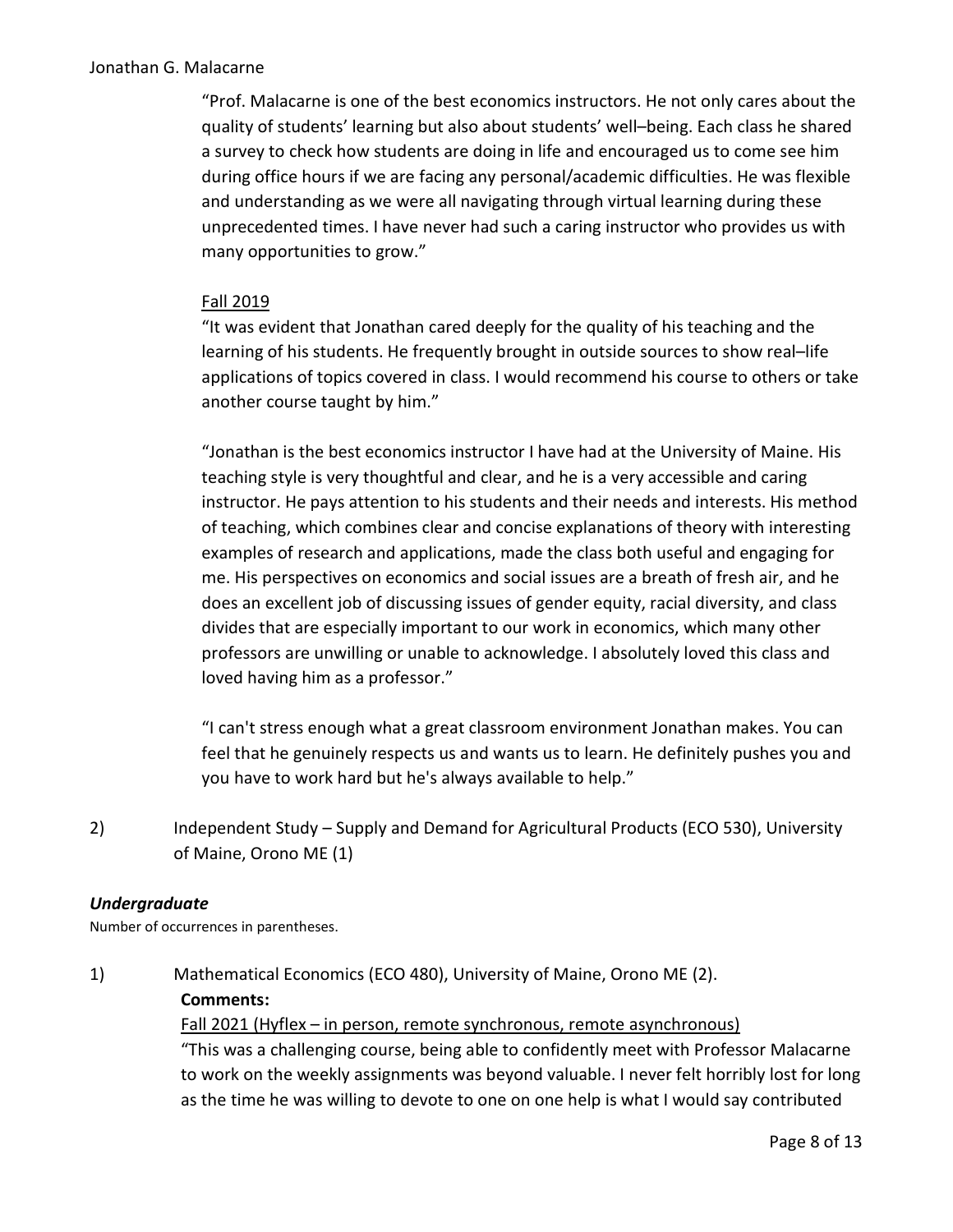"Prof. Malacarne is one of the best economics instructors. He not only cares about the quality of students' learning but also about students' well–being. Each class he shared a survey to check how students are doing in life and encouraged us to come see him during office hours if we are facing any personal/academic difficulties. He was flexible and understanding as we were all navigating through virtual learning during these unprecedented times. I have never had such a caring instructor who provides us with many opportunities to grow."

<u>Fall 2019</u>

"It was evident that Jonathan cared deeply for the quality of his teaching and the learning of his students. He frequently brought in outside sources to show real–life applications of topics covered in class. I would recommend his course to others or take another course taught by him."

"Jonathan is the best economics instructor I have had at the University of Maine. His teaching style is very thoughtful and clear, and he is a very accessible and caring instructor. He pays attention to his students and their needs and interests. His method of teaching, which combines clear and concise explanations of theory with interesting examples of research and applications, made the class both useful and engaging for me. His perspectives on economics and social issues are a breath of fresh air, and he does an excellent job of discussing issues of gender equity, racial diversity, and class divides that are especially important to our work in economics, which many other professors are unwilling or unable to acknowledge. I absolutely loved this class and loved having him as a professor."

"I can't stress enough what a great classroom environment Jonathan makes. You can feel that he genuinely respects us and wants us to learn. He definitely pushes you and you have to work hard but he's always available to help."

2) Independent Study – Supply and Demand for Agricultural Products (ECO 530), University of Maine, Orono ME (1)

### *Undergraduate*

Number of occurrences in parentheses.

1) Mathematical Economics (ECO 480), University of Maine, Orono ME (2).

**Comments:**

<u>Fall 2021 (Hyflex – in person, remote synchronous, remote asynchronous)</u>

"This was a challenging course, being able to confidently meet with Professor Malacarne to work on the weekly assignments was beyond valuable. I never felt horribly lost for long as the time he was willing to devote to one on one help is what I would say contributed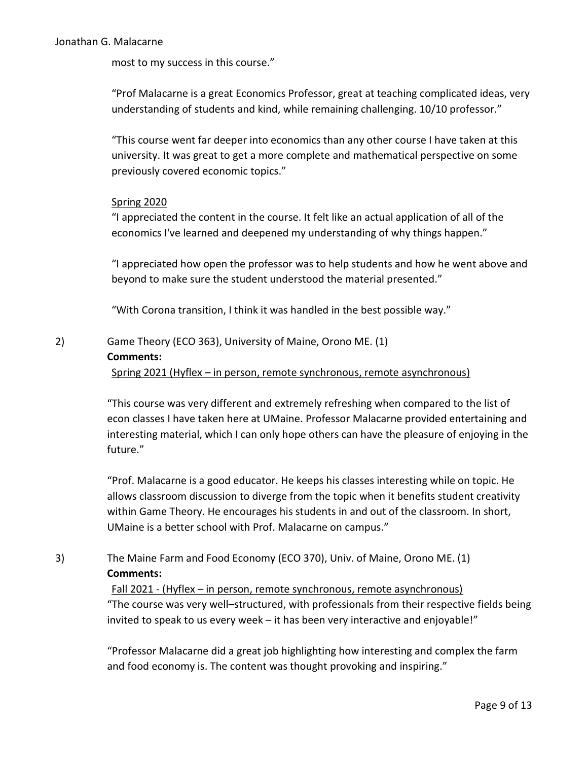most to my success in this course."

"Prof Malacarne is a great Economics Professor, great at teaching complicated ideas, very understanding of students and kind, while remaining challenging. 10/10 professor."

"This course went far deeper into economics than any other course I have taken at this university. It was great to get a more complete and mathematical perspective on some previously covered economic topics."

<u>Spring 2020</u>

"I appreciated the content in the course. It felt like an actual application of all of the economics I've learned and deepened my understanding of why things happen."

"I appreciated how open the professor was to help students and how he went above and beyond to make sure the student understood the material presented."

"With Corona transition, I think it was handled in the best possible way."

2) Game Theory (ECO 363), University of Maine, Orono ME. (1)

**Comments:**

<u>Spring 2021 (Hyflex – in person, remote synchronous, remote asynchronous)</u>

"This course was very different and extremely refreshing when compared to the list of econ classes I have taken here at UMaine. Professor Malacarne provided entertaining and interesting material, which I can only hope others can have the pleasure of enjoying in the future."

"Prof. Malacarne is a good educator. He keeps his classes interesting while on topic. He allows classroom discussion to diverge from the topic when it benefits student creativity within Game Theory. He encourages his students in and out of the classroom. In short, UMaine is a better school with Prof. Malacarne on campus."

3) The Maine Farm and Food Economy (ECO 370), Univ. of Maine, Orono ME. (1)

**Comments:**

<u>Fall 2021 - (Hyflex – in person, remote synchronous, remote asynchronous)</u>

"The course was very well–structured, with professionals from their respective fields being invited to speak to us every week – it has been very interactive and enjoyable!"

"Professor Malacarne did a great job highlighting how interesting and complex the farm and food economy is. The content was thought provoking and inspiring."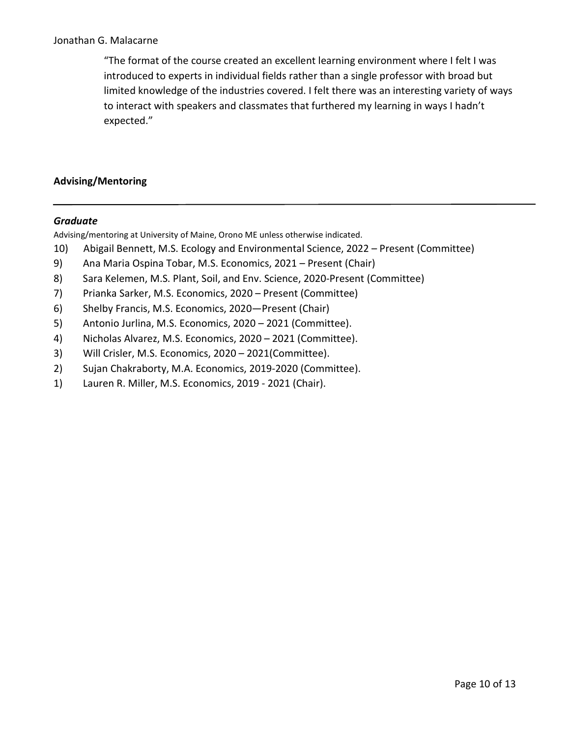> "The format of the course created an excellent learning environment where I felt I was introduced to experts in individual fields rather than a single professor with broad but limited knowledge of the industries covered. I felt there was an interesting variety of ways to interact with speakers and classmates that furthered my learning in ways I hadn't expected."

## Advising/Mentoring

---

### *Graduate*

Advising/mentoring at University of Maine, Orono ME unless otherwise indicated.

10) Abigail Bennett, M.S. Ecology and Environmental Science, 2022 – Present (Committee)
9) Ana Maria Ospina Tobar, M.S. Economics, 2021 – Present (Chair)
8) Sara Kelemen, M.S. Plant, Soil, and Env. Science, 2020-Present (Committee)
7) Prianka Sarker, M.S. Economics, 2020 – Present (Committee)
6) Shelby Francis, M.S. Economics, 2020—Present (Chair)
5) Antonio Jurlina, M.S. Economics, 2020 – 2021 (Committee).
4) Nicholas Alvarez, M.S. Economics, 2020 – 2021 (Committee).
3) Will Crisler, M.S. Economics, 2020 – 2021(Committee).
2) Sujan Chakraborty, M.A. Economics, 2019-2020 (Committee).
1) Lauren R. Miller, M.S. Economics, 2019 - 2021 (Chair).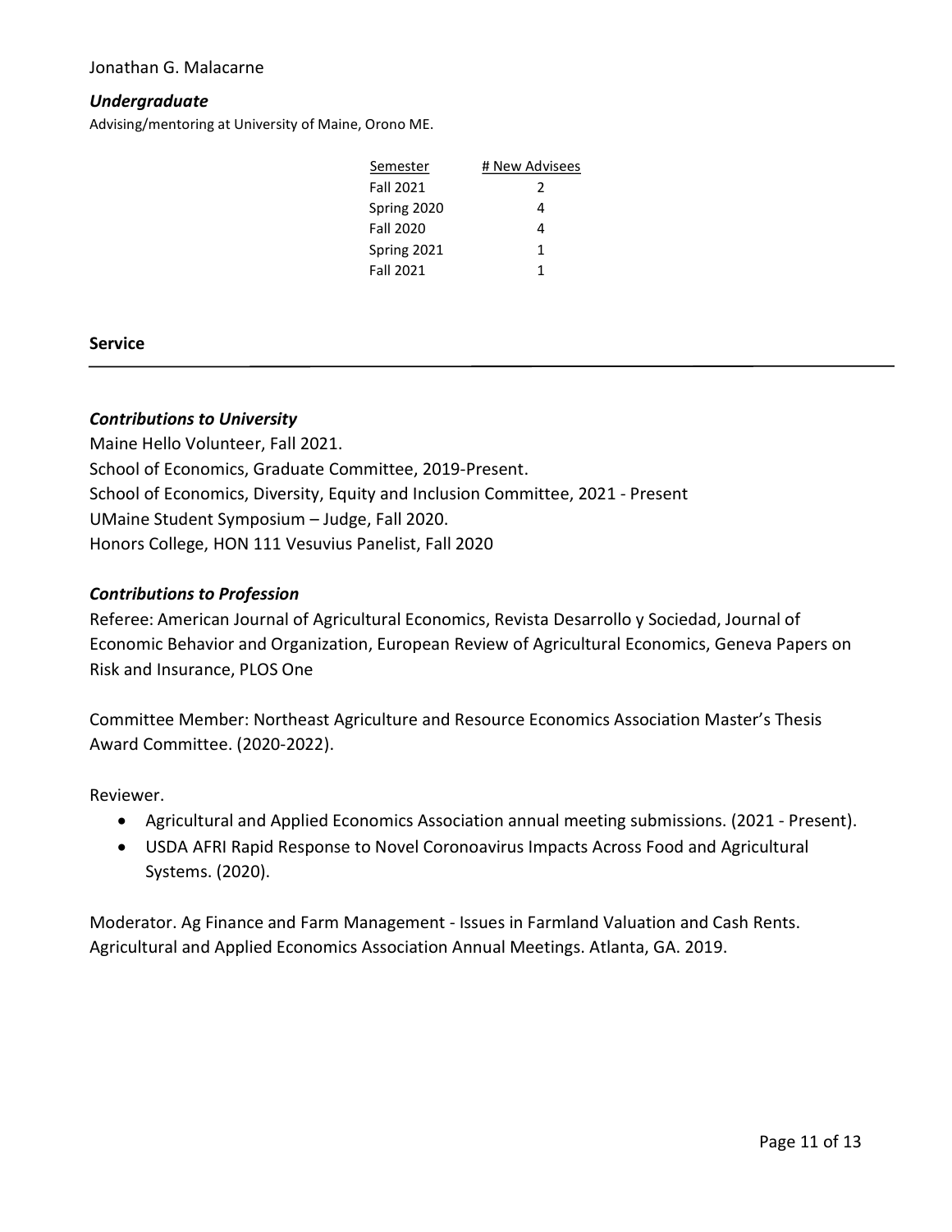### *Undergraduate*

Advising/mentoring at University of Maine, Orono ME.

| Semester | # New Advisees |
|---|---|
| Fall 2021 | 2 |
| Spring 2020 | 4 |
| Fall 2020 | 4 |
| Spring 2021 | 1 |
| Fall 2021 | 1 |

## Service

### *Contributions to University*

Maine Hello Volunteer, Fall 2021.
School of Economics, Graduate Committee, 2019-Present.
School of Economics, Diversity, Equity and Inclusion Committee, 2021 - Present
UMaine Student Symposium – Judge, Fall 2020.
Honors College, HON 111 Vesuvius Panelist, Fall 2020

### *Contributions to Profession*

Referee: American Journal of Agricultural Economics, Revista Desarrollo y Sociedad, Journal of Economic Behavior and Organization, European Review of Agricultural Economics, Geneva Papers on Risk and Insurance, PLOS One

Committee Member: Northeast Agriculture and Resource Economics Association Master's Thesis Award Committee. (2020-2022).

Reviewer.

- Agricultural and Applied Economics Association annual meeting submissions. (2021 - Present).
- USDA AFRI Rapid Response to Novel Coronoavirus Impacts Across Food and Agricultural Systems. (2020).

Moderator. Ag Finance and Farm Management - Issues in Farmland Valuation and Cash Rents. Agricultural and Applied Economics Association Annual Meetings. Atlanta, GA. 2019.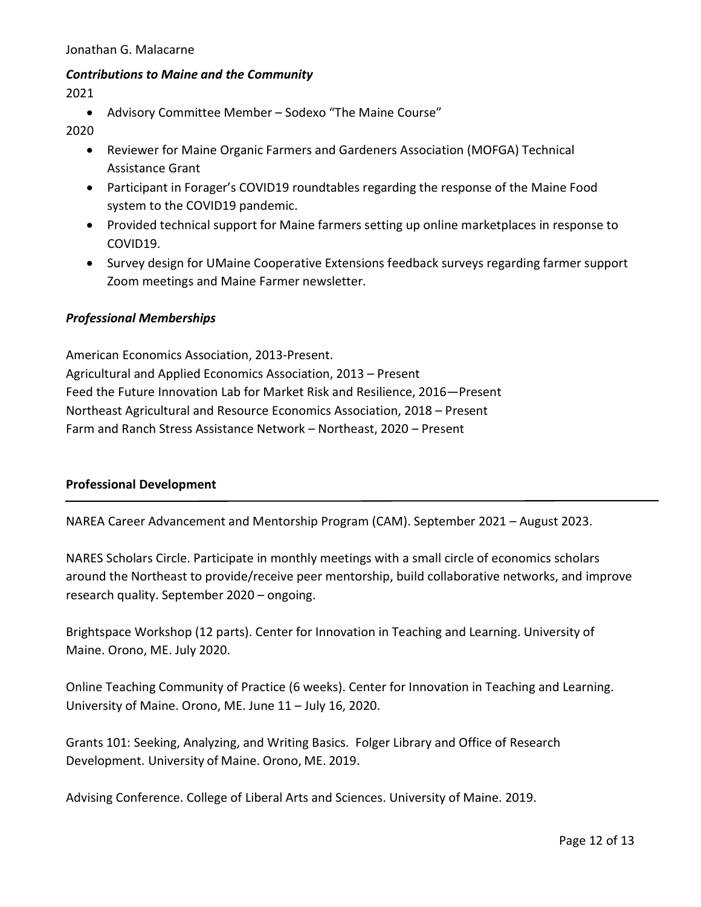### *Contributions to Maine and the Community*

2021

- Advisory Committee Member – Sodexo "The Maine Course"

2020

- Reviewer for Maine Organic Farmers and Gardeners Association (MOFGA) Technical Assistance Grant
- Participant in Forager's COVID19 roundtables regarding the response of the Maine Food system to the COVID19 pandemic.
- Provided technical support for Maine farmers setting up online marketplaces in response to COVID19.
- Survey design for UMaine Cooperative Extensions feedback surveys regarding farmer support Zoom meetings and Maine Farmer newsletter.

### *Professional Memberships*

American Economics Association, 2013-Present.
Agricultural and Applied Economics Association, 2013 – Present
Feed the Future Innovation Lab for Market Risk and Resilience, 2016—Present
Northeast Agricultural and Resource Economics Association, 2018 – Present
Farm and Ranch Stress Assistance Network – Northeast, 2020 – Present

## **Professional Development**

---

NAREA Career Advancement and Mentorship Program (CAM). September 2021 – August 2023.

NARES Scholars Circle. Participate in monthly meetings with a small circle of economics scholars around the Northeast to provide/receive peer mentorship, build collaborative networks, and improve research quality. September 2020 – ongoing.

Brightspace Workshop (12 parts). Center for Innovation in Teaching and Learning. University of Maine. Orono, ME. July 2020.

Online Teaching Community of Practice (6 weeks). Center for Innovation in Teaching and Learning. University of Maine. Orono, ME. June 11 – July 16, 2020.

Grants 101: Seeking, Analyzing, and Writing Basics. Folger Library and Office of Research Development. University of Maine. Orono, ME. 2019.

Advising Conference. College of Liberal Arts and Sciences. University of Maine. 2019.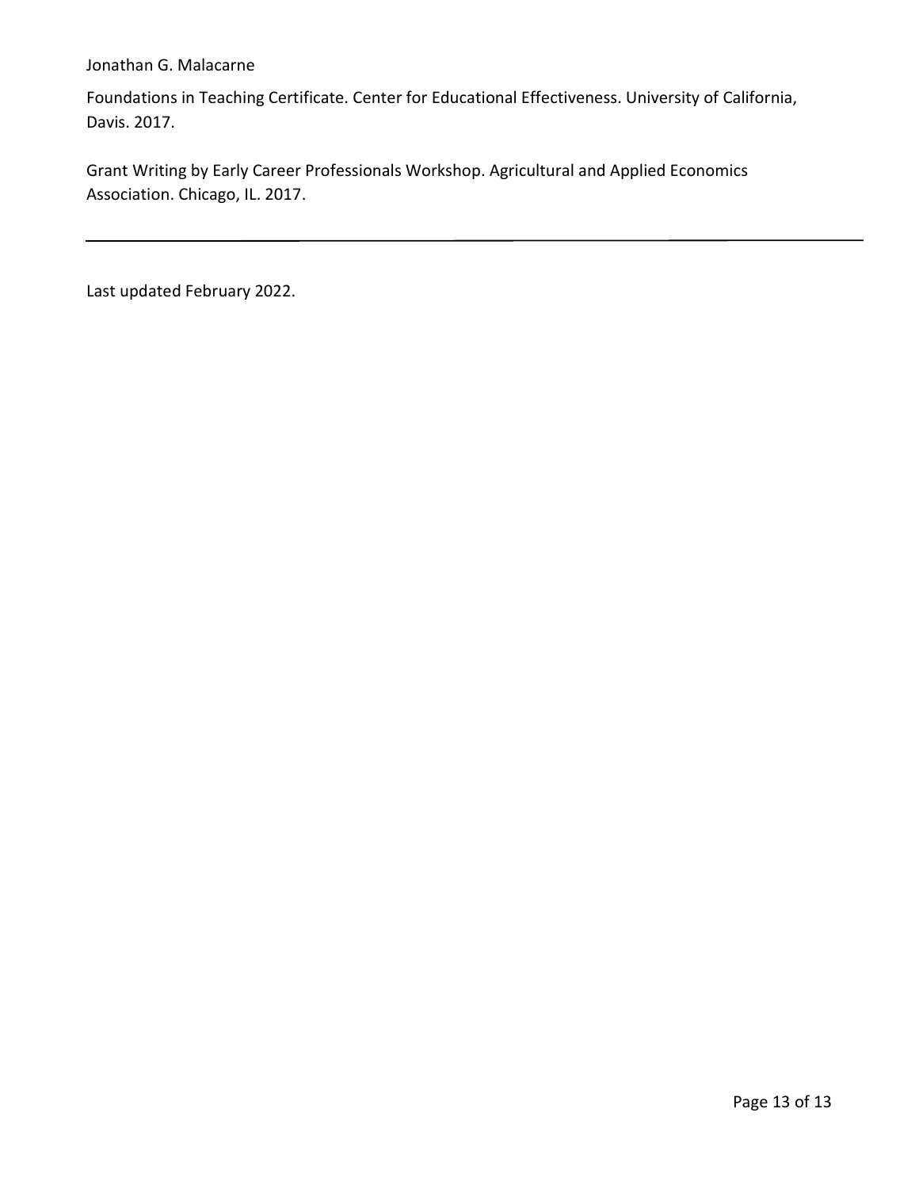Foundations in Teaching Certificate. Center for Educational Effectiveness. University of California, Davis. 2017.

Grant Writing by Early Career Professionals Workshop. Agricultural and Applied Economics Association. Chicago, IL. 2017.

---

Last updated February 2022.